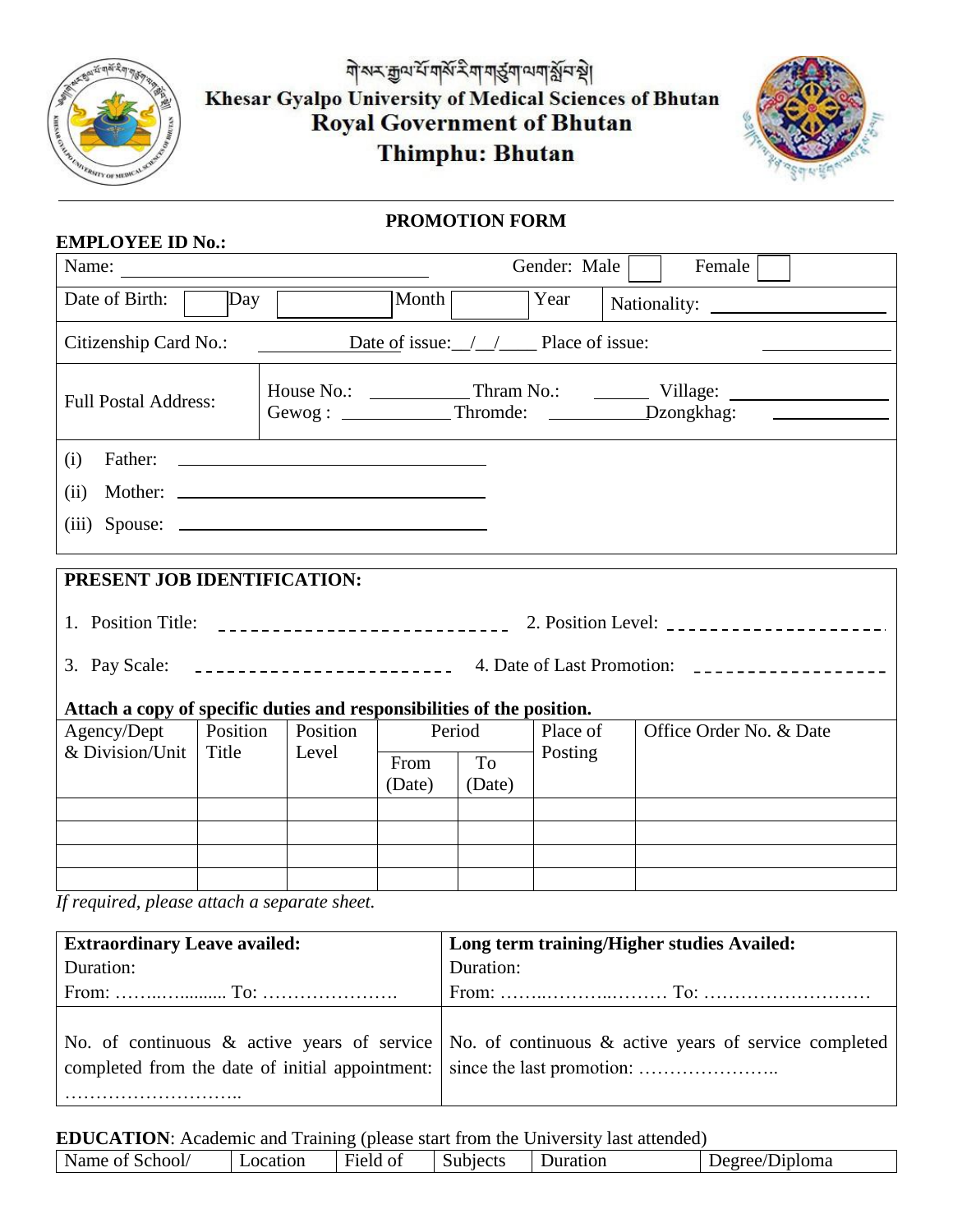གསེར་རྒྱལ་པོ་གསོ་རིག་གཙུག་ལག་སློབ་སྡེ།

**Khesar Gyalpo University of Medical Sciences of Bhutan**

**Royal Government of Bhutan**

**Thimphu: Bhutan**

## PROMOTION FORM

**EMPLOYEE ID No.:**

| | | | |
|---|---|---|---|
| Name: ______________________________ | | Gender: Male ☐ Female ☐ | |
| Date of Birth: ☐ Day ☐ Month ☐ Year | | Nationality: ______________ | |
| Citizenship Card No.: __________ Date of issue:__/__/____ Place of issue: __________ | | | |
| Full Postal Address: | House No.: _________ Thram No.: ______ Village: ______________<br>Gewog : __________ Thromde: _________ Dzongkhag: __________ | | |
| (i) Father: ______________________________<br>(ii) Mother: ______________________________<br>(iii) Spouse: ______________________________ | | | |

**PRESENT JOB IDENTIFICATION:**

1. Position Title: ---------------------------- 2. Position Level: --------------------

3. Pay Scale: ------------------------ 4. Date of Last Promotion: ------------------

**Attach a copy of specific duties and responsibilities of the position.**

| Agency/Dept & Division/Unit | Position Title | Position Level | Period | | Place of Posting | Office Order No. & Date |
|---|---|---|---|---|---|---|
| | | | From (Date) | To (Date) | | |
| | | | | | | |
| | | | | | | |
| | | | | | | |
| | | | | | | |

*If required, please attach a separate sheet.*

| **Extraordinary Leave availed:**<br>Duration:<br>From: ……..…......... To: …………………. | **Long term training/Higher studies Availed:**<br>Duration:<br>From: ……..………..……… To: ……………………… |
|---|---|
| No. of continuous & active years of service completed from the date of initial appointment: ……………………….. | No. of continuous & active years of service completed since the last promotion: ………………….. |

**EDUCATION**: Academic and Training (please start from the University last attended)

| Name of School/ | Location | Field of | Subjects | Duration | Degree/Diploma |
|---|---|---|---|---|---|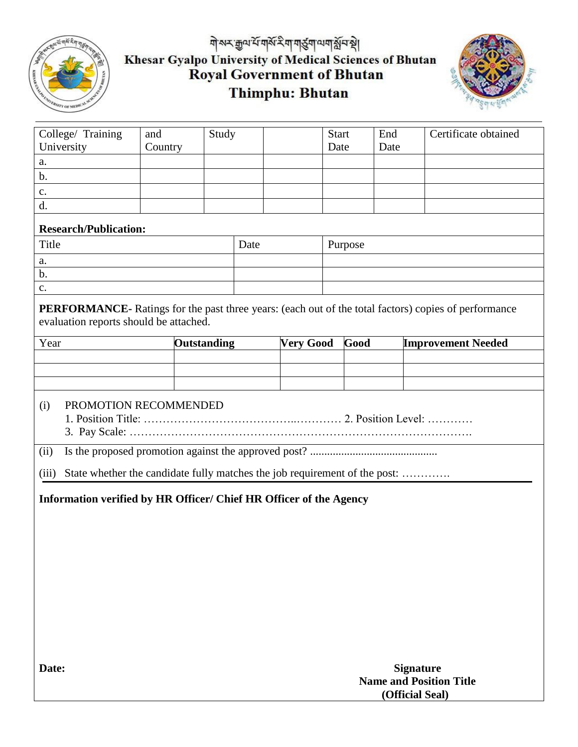གསར་རྒྱལ་པོ་གསོ་རིག་གཙུག་ལག་སློབ་སྡེ།

**Khesar Gyalpo University of Medical Sciences of Bhutan**
**Royal Government of Bhutan**
**Thimphu: Bhutan**

| College/ Training University | and Country | Study | | Start Date | End Date | Certificate obtained |
|---|---|---|---|---|---|---|
| a. | | | | | | |
| b. | | | | | | |
| c. | | | | | | |
| d. | | | | | | |

**Research/Publication:**

| Title | Date | Purpose |
|---|---|---|
| a. | | |
| b. | | |
| c. | | |

**PERFORMANCE-** Ratings for the past three years: (each out of the total factors) copies of performance evaluation reports should be attached.

| Year | **Outstanding** | **Very Good** | **Good** | **Improvement Needed** |
|---|---|---|---|---|
| | | | | |
| | | | | |
| | | | | |

(i) PROMOTION RECOMMENDED
1. Position Title: …………………………………..………… 2. Position Level: …………
3. Pay Scale: ……………………………………………………………………………….

(ii) Is the proposed promotion against the approved post? ............................................

(iii) State whether the candidate fully matches the job requirement of the post: ………….

**Information verified by HR Officer/ Chief HR Officer of the Agency**

**Date:**

**Signature**
**Name and Position Title**
**(Official Seal)**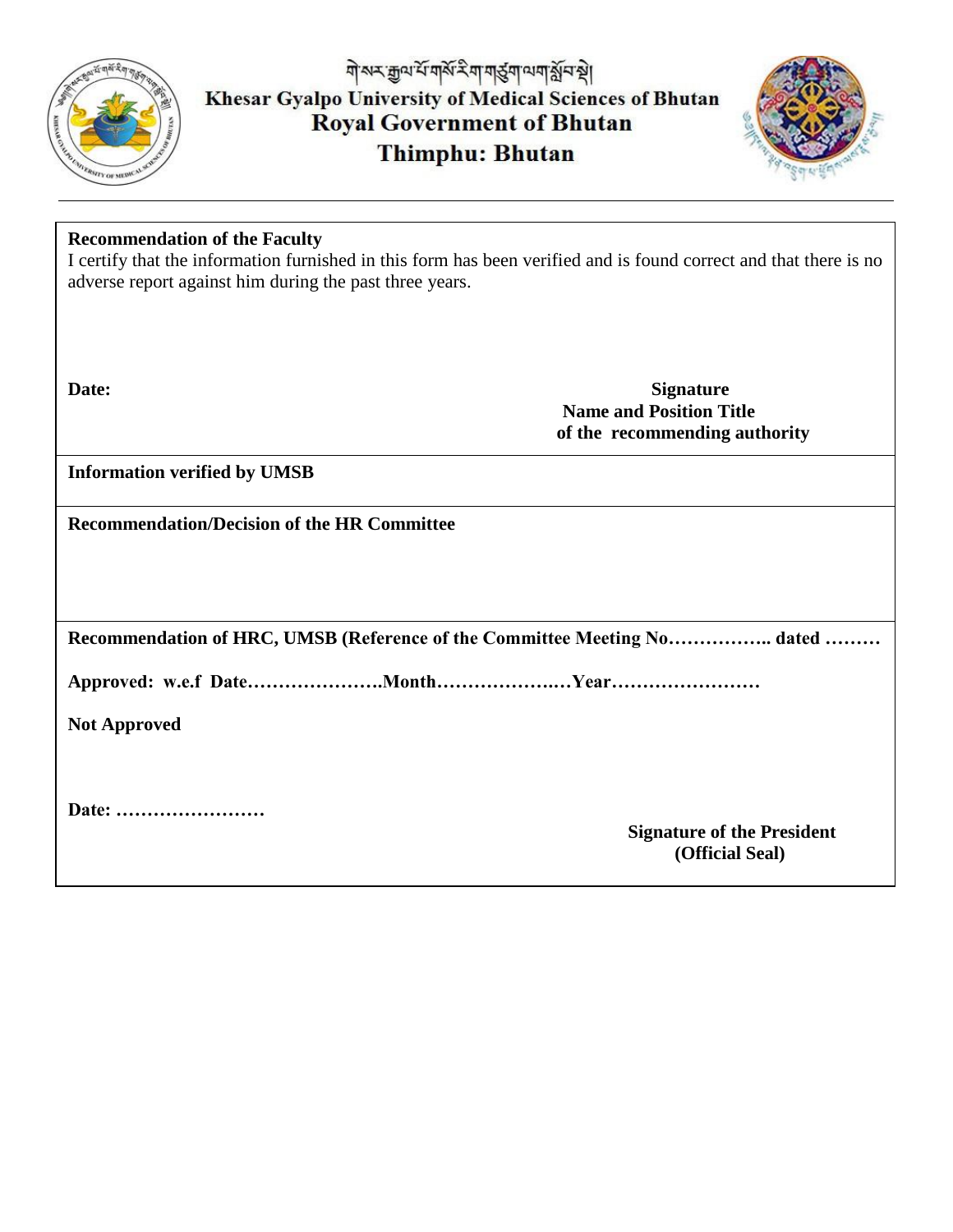ཀེ་སར་རྒྱལ་པོ་གསོ་རིག་གཙུག་ལག་སློབ་སྡེ།

**Khesar Gyalpo University of Medical Sciences of Bhutan**
**Royal Government of Bhutan**
**Thimphu: Bhutan**

---

**Recommendation of the Faculty**
I certify that the information furnished in this form has been verified and is found correct and that there is no adverse report against him during the past three years.

**Date:**

**Signature**
**Name and Position Title**
**of the recommending authority**

---

**Information verified by UMSB**

---

**Recommendation/Decision of the HR Committee**

---

**Recommendation of HRC, UMSB (Reference of the Committee Meeting No…………….. dated ………**

**Approved: w.e.f Date………………….Month……………….…Year……………………**

**Not Approved**

**Date: ……………………**

**Signature of the President**
**(Official Seal)**